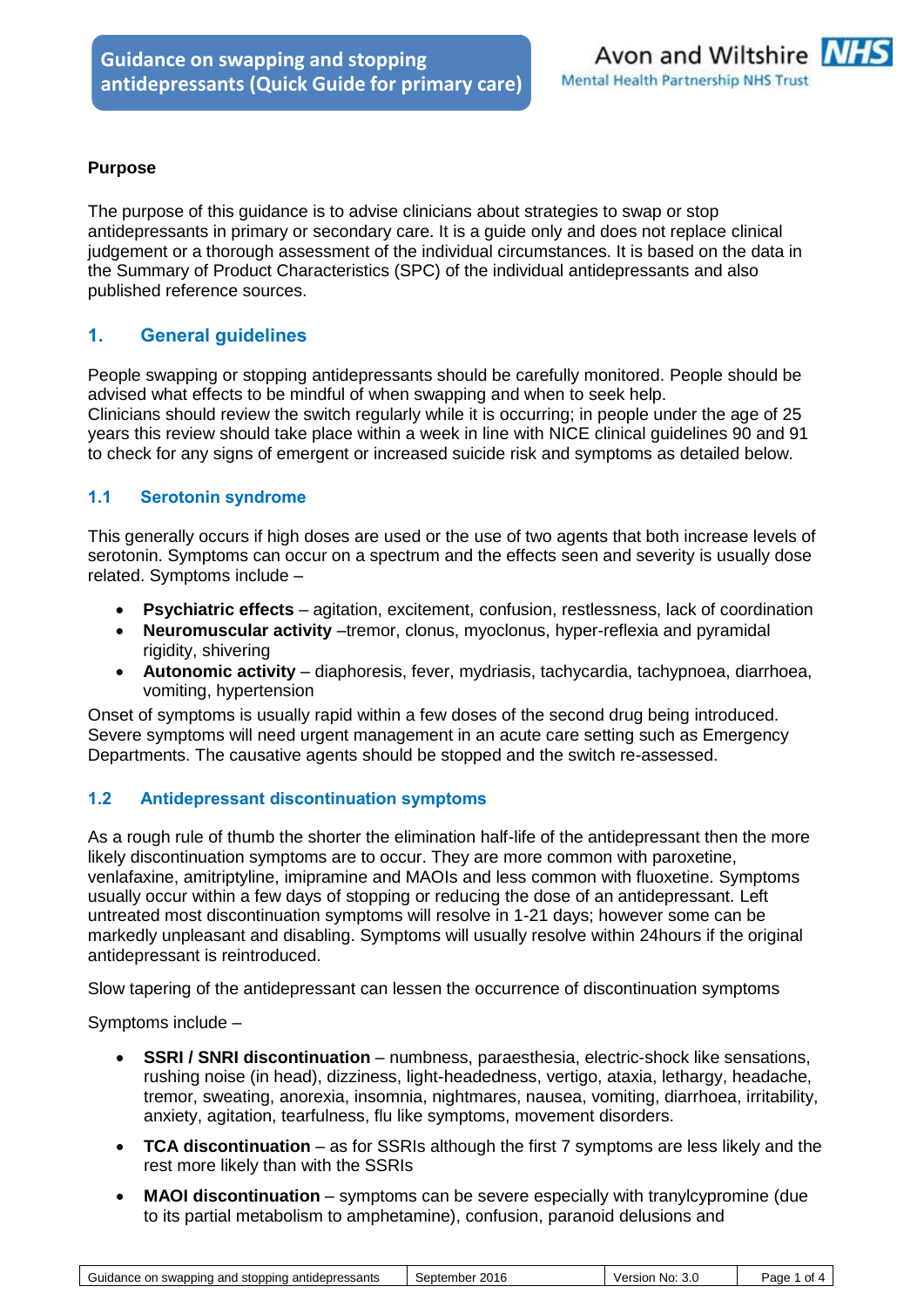# Guidance on swapping and stopping antidepressants (Quick Guide for primary care)

Avon and Wiltshire Mental Health Partnership NHS Trust

**Purpose**

The purpose of this guidance is to advise clinicians about strategies to swap or stop antidepressants in primary or secondary care. It is a guide only and does not replace clinical judgement or a thorough assessment of the individual circumstances. It is based on the data in the Summary of Product Characteristics (SPC) of the individual antidepressants and also published reference sources.

## 1. General guidelines

People swapping or stopping antidepressants should be carefully monitored. People should be advised what effects to be mindful of when swapping and when to seek help.
Clinicians should review the switch regularly while it is occurring; in people under the age of 25 years this review should take place within a week in line with NICE clinical guidelines 90 and 91 to check for any signs of emergent or increased suicide risk and symptoms as detailed below.

### 1.1 Serotonin syndrome

This generally occurs if high doses are used or the use of two agents that both increase levels of serotonin. Symptoms can occur on a spectrum and the effects seen and severity is usually dose related. Symptoms include –

- **Psychiatric effects** – agitation, excitement, confusion, restlessness, lack of coordination
- **Neuromuscular activity** –tremor, clonus, myoclonus, hyper-reflexia and pyramidal rigidity, shivering
- **Autonomic activity** – diaphoresis, fever, mydriasis, tachycardia, tachypnoea, diarrhoea, vomiting, hypertension

Onset of symptoms is usually rapid within a few doses of the second drug being introduced. Severe symptoms will need urgent management in an acute care setting such as Emergency Departments. The causative agents should be stopped and the switch re-assessed.

### 1.2 Antidepressant discontinuation symptoms

As a rough rule of thumb the shorter the elimination half-life of the antidepressant then the more likely discontinuation symptoms are to occur. They are more common with paroxetine, venlafaxine, amitriptyline, imipramine and MAOIs and less common with fluoxetine. Symptoms usually occur within a few days of stopping or reducing the dose of an antidepressant. Left untreated most discontinuation symptoms will resolve in 1-21 days; however some can be markedly unpleasant and disabling. Symptoms will usually resolve within 24hours if the original antidepressant is reintroduced.

Slow tapering of the antidepressant can lessen the occurrence of discontinuation symptoms

Symptoms include –

- **SSRI / SNRI discontinuation** – numbness, paraesthesia, electric-shock like sensations, rushing noise (in head), dizziness, light-headedness, vertigo, ataxia, lethargy, headache, tremor, sweating, anorexia, insomnia, nightmares, nausea, vomiting, diarrhoea, irritability, anxiety, agitation, tearfulness, flu like symptoms, movement disorders.
- **TCA discontinuation** – as for SSRIs although the first 7 symptoms are less likely and the rest more likely than with the SSRIs
- **MAOI discontinuation** – symptoms can be severe especially with tranylcypromine (due to its partial metabolism to amphetamine), confusion, paranoid delusions and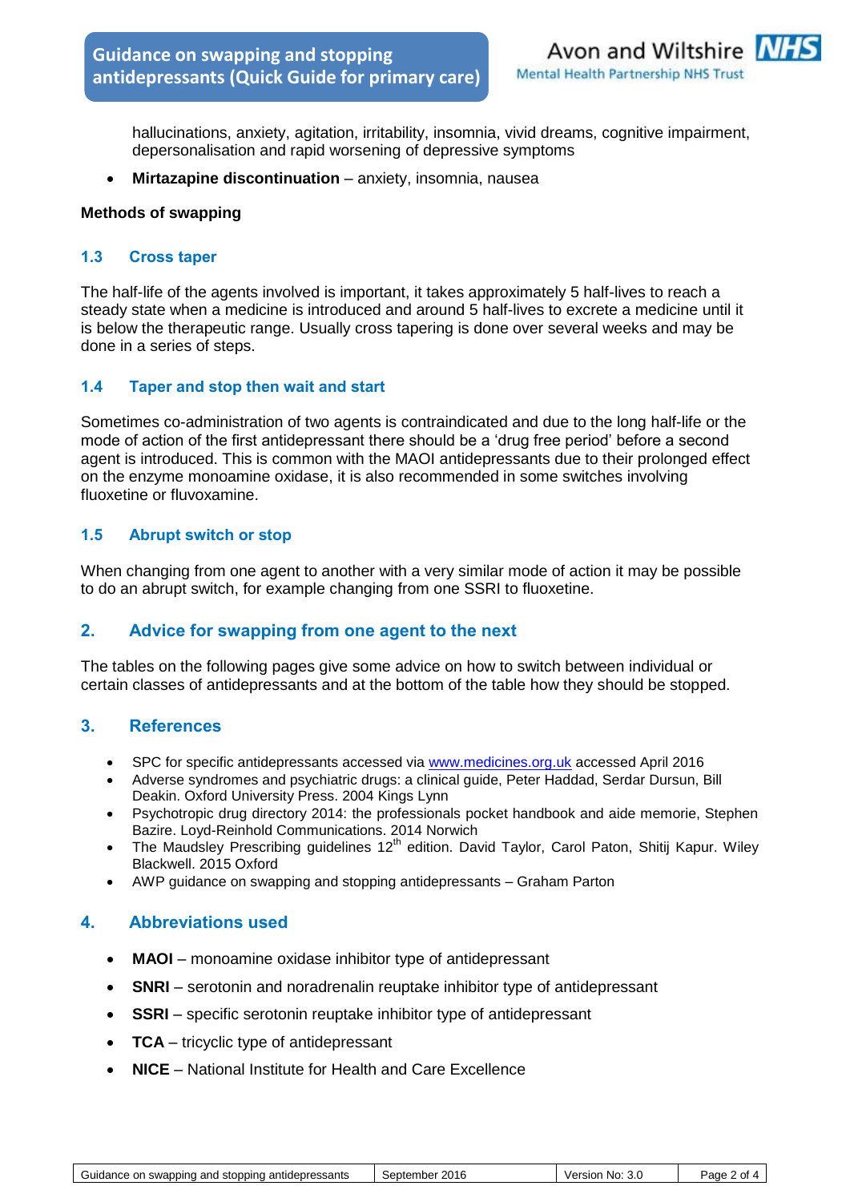hallucinations, anxiety, agitation, irritability, insomnia, vivid dreams, cognitive impairment, depersonalisation and rapid worsening of depressive symptoms

- **Mirtazapine discontinuation** – anxiety, insomnia, nausea

**Methods of swapping**

### 1.3 Cross taper

The half-life of the agents involved is important, it takes approximately 5 half-lives to reach a steady state when a medicine is introduced and around 5 half-lives to excrete a medicine until it is below the therapeutic range. Usually cross tapering is done over several weeks and may be done in a series of steps.

### 1.4 Taper and stop then wait and start

Sometimes co-administration of two agents is contraindicated and due to the long half-life or the mode of action of the first antidepressant there should be a 'drug free period' before a second agent is introduced. This is common with the MAOI antidepressants due to their prolonged effect on the enzyme monoamine oxidase, it is also recommended in some switches involving fluoxetine or fluvoxamine.

### 1.5 Abrupt switch or stop

When changing from one agent to another with a very similar mode of action it may be possible to do an abrupt switch, for example changing from one SSRI to fluoxetine.

## 2. Advice for swapping from one agent to the next

The tables on the following pages give some advice on how to switch between individual or certain classes of antidepressants and at the bottom of the table how they should be stopped.

## 3. References

- SPC for specific antidepressants accessed via www.medicines.org.uk accessed April 2016
- Adverse syndromes and psychiatric drugs: a clinical guide, Peter Haddad, Serdar Dursun, Bill Deakin. Oxford University Press. 2004 Kings Lynn
- Psychotropic drug directory 2014: the professionals pocket handbook and aide memorie, Stephen Bazire. Loyd-Reinhold Communications. 2014 Norwich
- The Maudsley Prescribing guidelines 12th edition. David Taylor, Carol Paton, Shitij Kapur. Wiley Blackwell. 2015 Oxford
- AWP guidance on swapping and stopping antidepressants – Graham Parton

## 4. Abbreviations used

- **MAOI** – monoamine oxidase inhibitor type of antidepressant
- **SNRI** – serotonin and noradrenalin reuptake inhibitor type of antidepressant
- **SSRI** – specific serotonin reuptake inhibitor type of antidepressant
- **TCA** – tricyclic type of antidepressant
- **NICE** – National Institute for Health and Care Excellence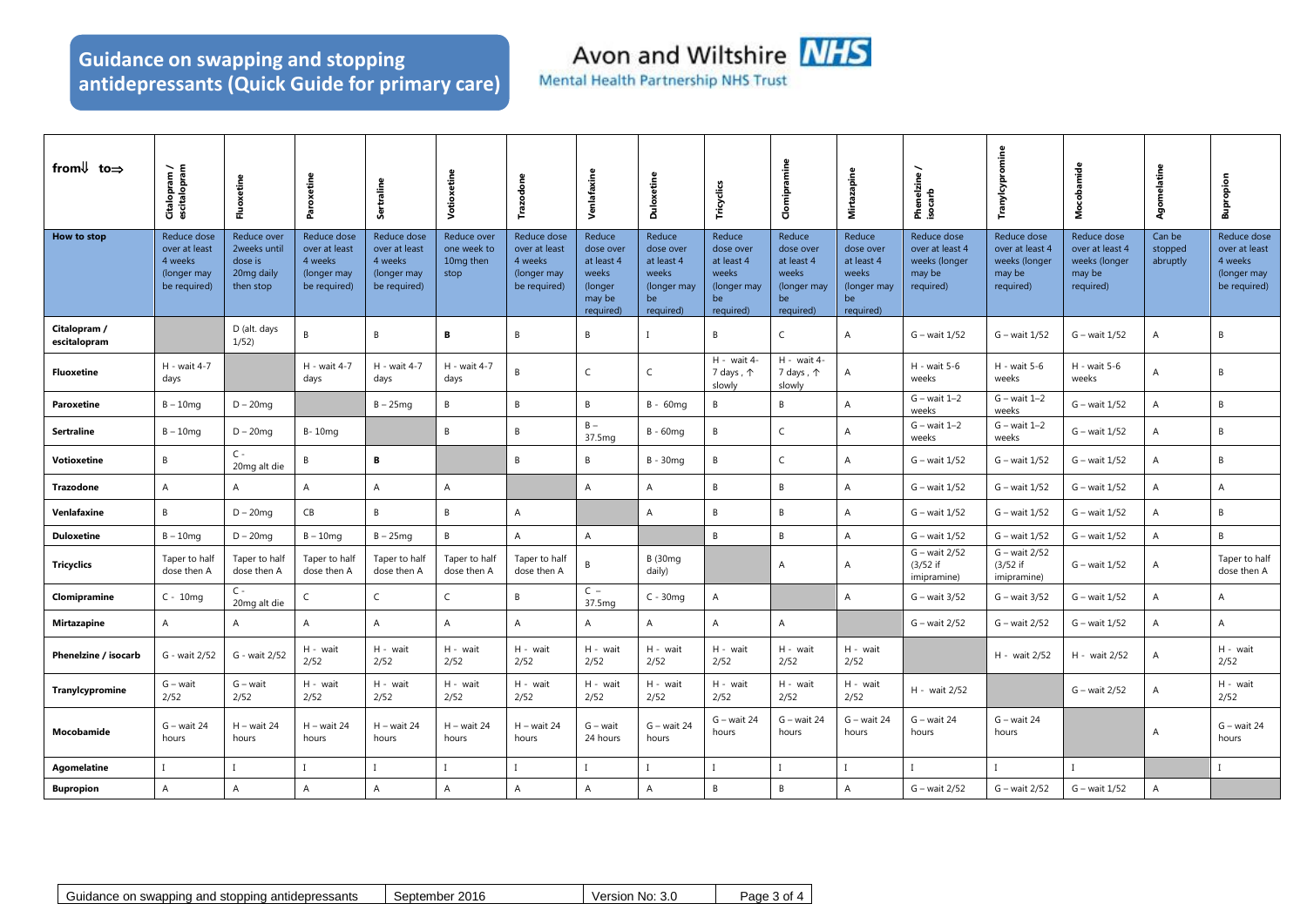# Guidance on swapping and stopping antidepressants (Quick Guide for primary care)

Avon and Wiltshire NHS Mental Health Partnership NHS Trust

| from⇓ to⇒ | Citalopram / escitalopram | Fluoxetine | Paroxetine | Sertraline | Votioxetine | Trazodone | Venlafaxine | Duloxetine | Tricyclics | Clomipramine | Mirtazapine | Phenelzine / isocarb | Tranylcypromine | Mocobamide | Agomelatine | Bupropion |
|---|---|---|---|---|---|---|---|---|---|---|---|---|---|---|---|---|
| **How to stop** | Reduce dose over at least 4 weeks (longer may be required) | Reduce over 2weeks until dose is 20mg daily then stop | Reduce dose over at least 4 weeks (longer may be required) | Reduce dose over at least 4 weeks (longer may be required) | Reduce over one week to 10mg then stop | Reduce dose over at least 4 weeks (longer may be required) | Reduce dose over at least 4 weeks (longer may be required) | Reduce dose over at least 4 weeks (longer may be required) | Reduce dose over at least 4 weeks (longer may be required) | Reduce dose over at least 4 weeks (longer may be required) | Reduce dose over at least 4 weeks (longer may be required) | Reduce dose over at least 4 weeks (longer may be required) | Reduce dose over at least 4 weeks (longer may be required) | Reduce dose over at least 4 weeks (longer may be required) | Can be stopped abruptly | Reduce dose over at least 4 weeks (longer may be required) |
| **Citalopram / escitalopram** | | D (alt. days 1/52) | B | B | **B** | B | B | I | B | C | A | G – wait 1/52 | G – wait 1/52 | G – wait 1/52 | A | B |
| **Fluoxetine** | H - wait 4-7 days | | H - wait 4-7 days | H - wait 4-7 days | H - wait 4-7 days | B | C | C | H - wait 4-7 days , ↑ slowly | H - wait 4-7 days , ↑ slowly | A | H - wait 5-6 weeks | H - wait 5-6 weeks | H - wait 5-6 weeks | A | B |
| **Paroxetine** | B – 10mg | D – 20mg | | B – 25mg | B | B | B | B - 60mg | B | B | A | G – wait 1–2 weeks | G – wait 1–2 weeks | G – wait 1/52 | A | B |
| **Sertraline** | B – 10mg | D – 20mg | B- 10mg | | B | B | B – 37.5mg | B - 60mg | B | C | A | G – wait 1–2 weeks | G – wait 1–2 weeks | G – wait 1/52 | A | B |
| **Votioxetine** | B | C - 20mg alt die | B | **B** | | B | B | B - 30mg | B | C | A | G – wait 1/52 | G – wait 1/52 | G – wait 1/52 | A | B |
| **Trazodone** | A | A | A | A | A | | A | A | B | B | A | G – wait 1/52 | G – wait 1/52 | G – wait 1/52 | A | A |
| **Venlafaxine** | B | D – 20mg | CB | B | B | A | | A | B | B | A | G – wait 1/52 | G – wait 1/52 | G – wait 1/52 | A | B |
| **Duloxetine** | B – 10mg | D – 20mg | B – 10mg | B – 25mg | B | A | A | | B | B | A | G – wait 1/52 | G – wait 1/52 | G – wait 1/52 | A | B |
| **Tricyclics** | Taper to half dose then A | Taper to half dose then A | Taper to half dose then A | Taper to half dose then A | Taper to half dose then A | Taper to half dose then A | B | B (30mg daily) | | A | A | G – wait 2/52 (3/52 if imipramine) | G – wait 2/52 (3/52 if imipramine) | G – wait 1/52 | A | Taper to half dose then A |
| **Clomipramine** | C - 10mg | C - 20mg alt die | C | C | C | B | C – 37.5mg | C - 30mg | A | | A | G – wait 3/52 | G – wait 3/52 | G – wait 1/52 | A | A |
| **Mirtazapine** | A | A | A | A | A | A | A | A | A | A | | G – wait 2/52 | G – wait 2/52 | G – wait 1/52 | A | A |
| **Phenelzine / isocarb** | G - wait 2/52 | G - wait 2/52 | H - wait 2/52 | H - wait 2/52 | H - wait 2/52 | H - wait 2/52 | H - wait 2/52 | H - wait 2/52 | H - wait 2/52 | H - wait 2/52 | H - wait 2/52 | | H - wait 2/52 | H - wait 2/52 | A | H - wait 2/52 |
| **Tranylcypromine** | G – wait 2/52 | G – wait 2/52 | H - wait 2/52 | H - wait 2/52 | H - wait 2/52 | H - wait 2/52 | H - wait 2/52 | H - wait 2/52 | H - wait 2/52 | H - wait 2/52 | H - wait 2/52 | H - wait 2/52 | | G – wait 2/52 | A | H - wait 2/52 |
| **Mocobamide** | G – wait 24 hours | H – wait 24 hours | H – wait 24 hours | H – wait 24 hours | H – wait 24 hours | H – wait 24 hours | G – wait 24 hours | G – wait 24 hours | G – wait 24 hours | G – wait 24 hours | G – wait 24 hours | G – wait 24 hours | G – wait 24 hours | | A | G – wait 24 hours |
| **Agomelatine** | I | I | I | I | I | I | I | I | I | I | I | I | I | I | | I |
| **Bupropion** | A | A | A | A | A | A | A | A | B | B | A | G – wait 2/52 | G – wait 2/52 | G – wait 1/52 | A | |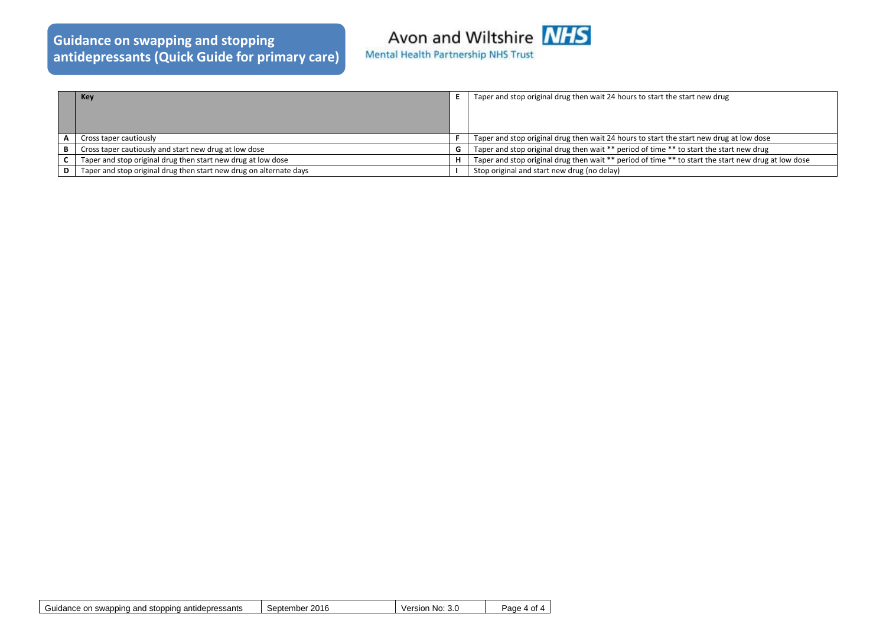# Guidance on swapping and stopping antidepressants (Quick Guide for primary care)

Avon and Wiltshire NHS Mental Health Partnership NHS Trust

| | Key | E | Taper and stop original drug then wait 24 hours to start the start new drug |
|---|---|---|---|
| A | Cross taper cautiously | F | Taper and stop original drug then wait 24 hours to start the start new drug at low dose |
| B | Cross taper cautiously and start new drug at low dose | G | Taper and stop original drug then wait ** period of time ** to start the start new drug |
| C | Taper and stop original drug then start new drug at low dose | H | Taper and stop original drug then wait ** period of time ** to start the start new drug at low dose |
| D | Taper and stop original drug then start new drug on alternate days | I | Stop original and start new drug (no delay) |